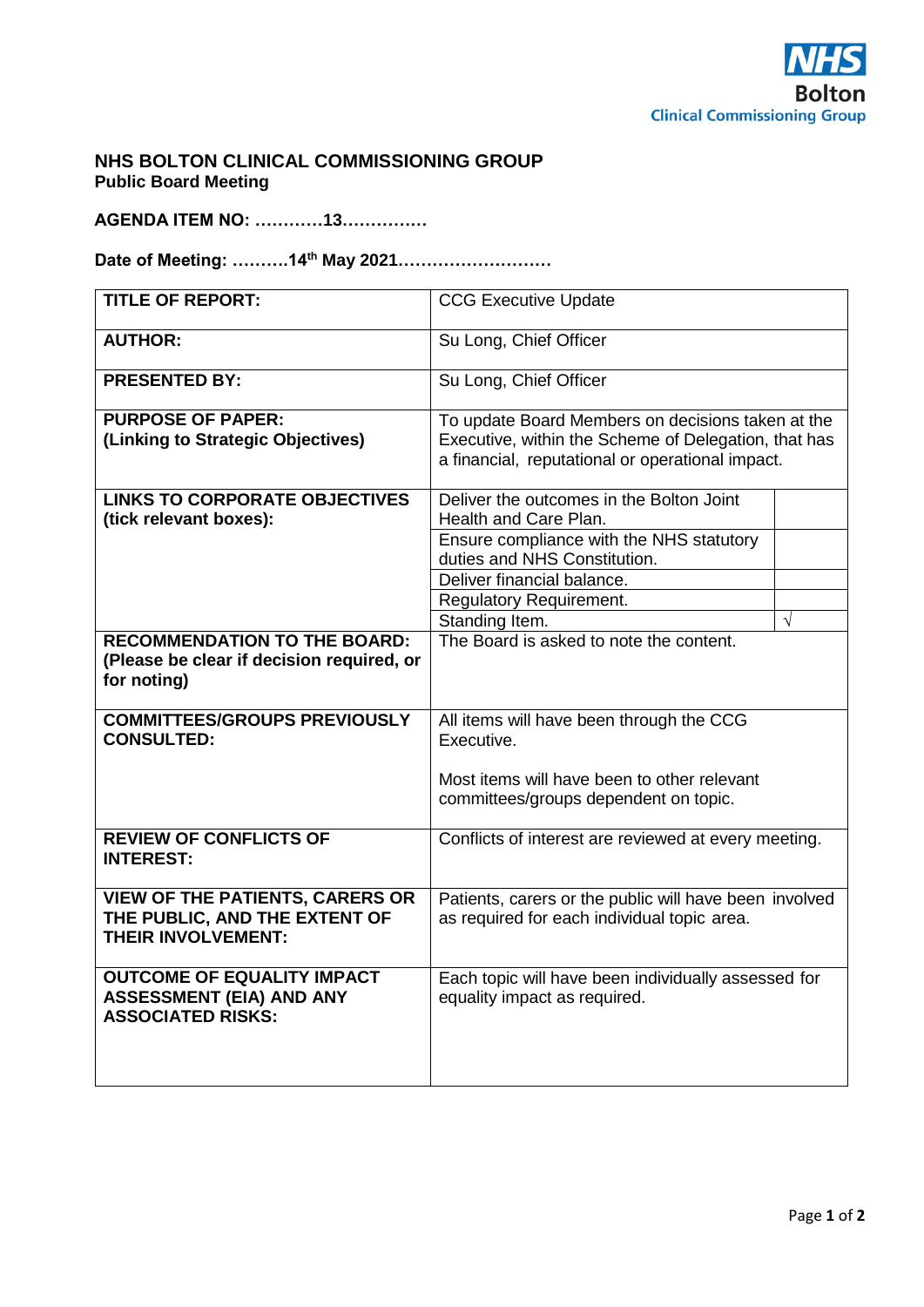NHS Bolton Clinical Commissioning Group

# NHS BOLTON CLINICAL COMMISSIONING GROUP

**Public Board Meeting**

**AGENDA ITEM NO: …………13……………**

**Date of Meeting: ……….14th May 2021………………………**

| | | |
|---|---|---|
| **TITLE OF REPORT:** | CCG Executive Update | |
| **AUTHOR:** | Su Long, Chief Officer | |
| **PRESENTED BY:** | Su Long, Chief Officer | |
| **PURPOSE OF PAPER: (Linking to Strategic Objectives)** | To update Board Members on decisions taken at the Executive, within the Scheme of Delegation, that has a financial, reputational or operational impact. | |
| **LINKS TO CORPORATE OBJECTIVES (tick relevant boxes):** | Deliver the outcomes in the Bolton Joint Health and Care Plan. | |
| | Ensure compliance with the NHS statutory duties and NHS Constitution. | |
| | Deliver financial balance. | |
| | Regulatory Requirement. | |
| | Standing Item. | √ |
| **RECOMMENDATION TO THE BOARD: (Please be clear if decision required, or for noting)** | The Board is asked to note the content. | |
| **COMMITTEES/GROUPS PREVIOUSLY CONSULTED:** | All items will have been through the CCG Executive.<br><br>Most items will have been to other relevant committees/groups dependent on topic. | |
| **REVIEW OF CONFLICTS OF INTEREST:** | Conflicts of interest are reviewed at every meeting. | |
| **VIEW OF THE PATIENTS, CARERS OR THE PUBLIC, AND THE EXTENT OF THEIR INVOLVEMENT:** | Patients, carers or the public will have been involved as required for each individual topic area. | |
| **OUTCOME OF EQUALITY IMPACT ASSESSMENT (EIA) AND ANY ASSOCIATED RISKS:** | Each topic will have been individually assessed for equality impact as required. | |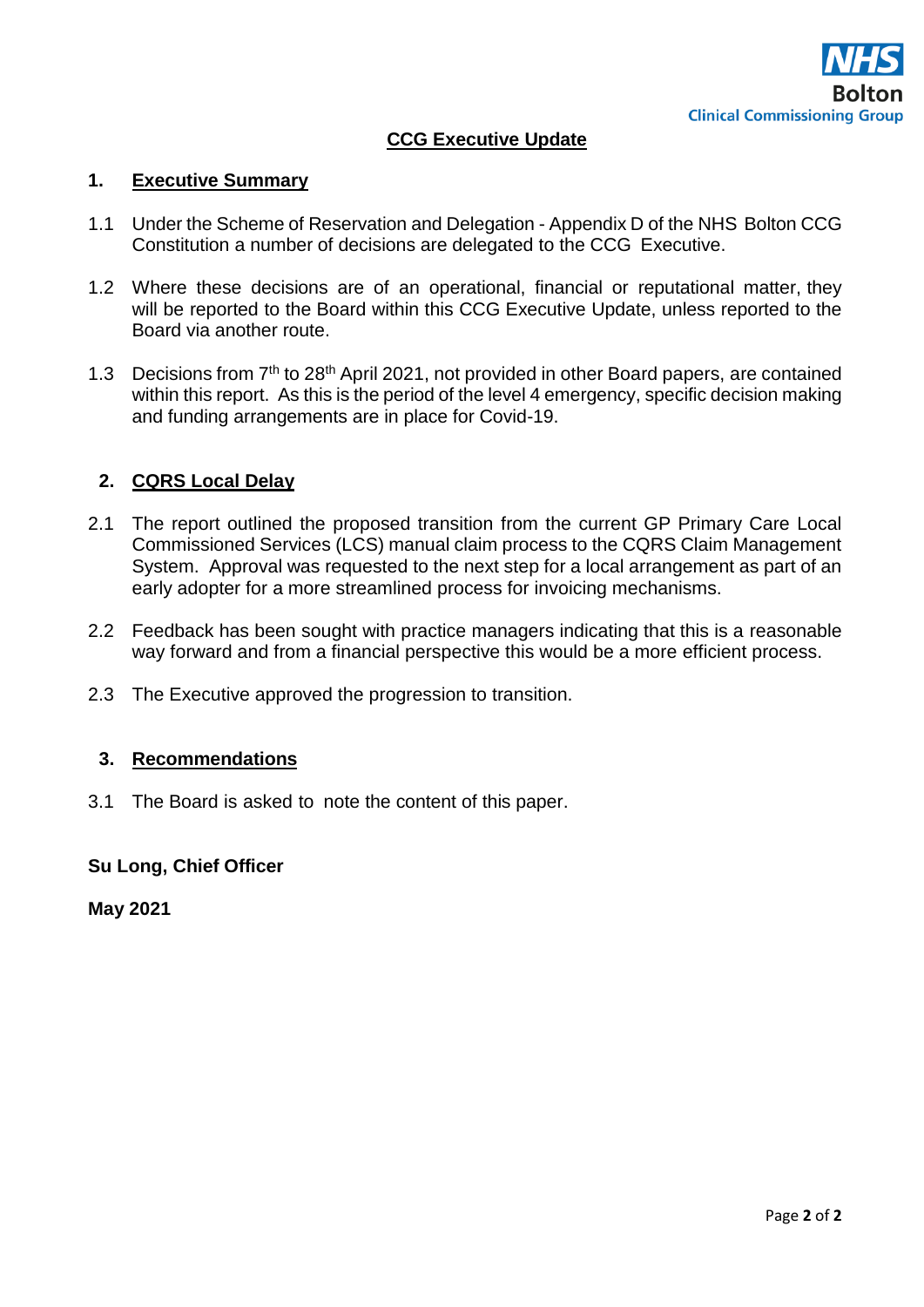NHS Bolton Clinical Commissioning Group

# CCG Executive Update

## 1. Executive Summary

1.1 Under the Scheme of Reservation and Delegation - Appendix D of the NHS Bolton CCG Constitution a number of decisions are delegated to the CCG Executive.

1.2 Where these decisions are of an operational, financial or reputational matter, they will be reported to the Board within this CCG Executive Update, unless reported to the Board via another route.

1.3 Decisions from 7th to 28th April 2021, not provided in other Board papers, are contained within this report. As this is the period of the level 4 emergency, specific decision making and funding arrangements are in place for Covid-19.

## 2. CQRS Local Delay

2.1 The report outlined the proposed transition from the current GP Primary Care Local Commissioned Services (LCS) manual claim process to the CQRS Claim Management System. Approval was requested to the next step for a local arrangement as part of an early adopter for a more streamlined process for invoicing mechanisms.

2.2 Feedback has been sought with practice managers indicating that this is a reasonable way forward and from a financial perspective this would be a more efficient process.

2.3 The Executive approved the progression to transition.

## 3. Recommendations

3.1 The Board is asked to note the content of this paper.

**Su Long, Chief Officer**

**May 2021**